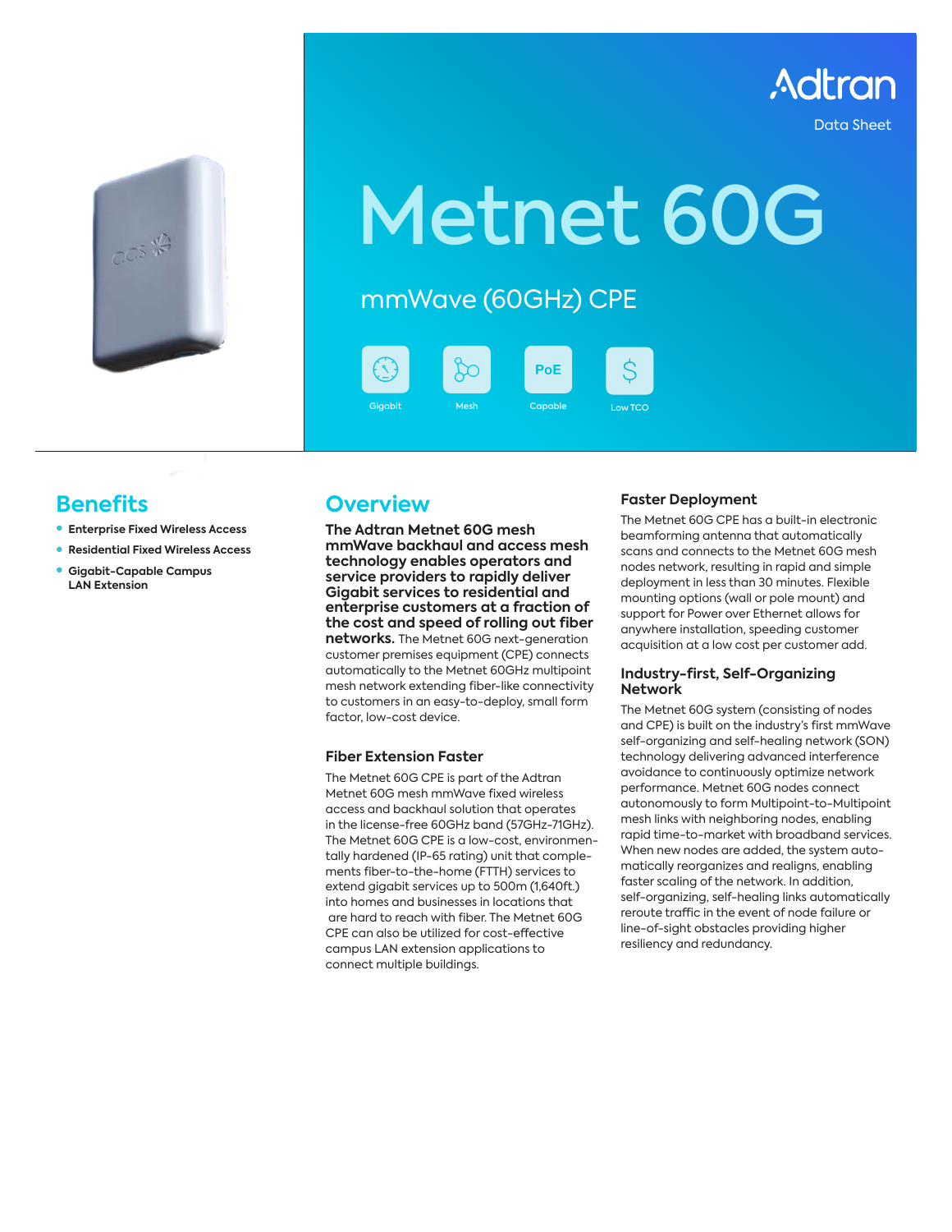Adtran

Data Sheet

# Metnet 60G

## mmWave (60GHz) CPE

Gigabit | Mesh | PoE Capable | Low TCO

## Benefits

- Enterprise Fixed Wireless Access
- Residential Fixed Wireless Access
- Gigabit-Capable Campus LAN Extension

## Overview

**The Adtran Metnet 60G mesh mmWave backhaul and access mesh technology enables operators and service providers to rapidly deliver Gigabit services to residential and enterprise customers at a fraction of the cost and speed of rolling out fiber networks.** The Metnet 60G next-generation customer premises equipment (CPE) connects automatically to the Metnet 60GHz multipoint mesh network extending fiber-like connectivity to customers in an easy-to-deploy, small form factor, low-cost device.

### Fiber Extension Faster

The Metnet 60G CPE is part of the Adtran Metnet 60G mesh mmWave fixed wireless access and backhaul solution that operates in the license-free 60GHz band (57GHz-71GHz). The Metnet 60G CPE is a low-cost, environmentally hardened (IP-65 rating) unit that complements fiber-to-the-home (FTTH) services to extend gigabit services up to 500m (1,640ft.) into homes and businesses in locations that are hard to reach with fiber. The Metnet 60G CPE can also be utilized for cost-effective campus LAN extension applications to connect multiple buildings.

### Faster Deployment

The Metnet 60G CPE has a built-in electronic beamforming antenna that automatically scans and connects to the Metnet 60G mesh nodes network, resulting in rapid and simple deployment in less than 30 minutes. Flexible mounting options (wall or pole mount) and support for Power over Ethernet allows for anywhere installation, speeding customer acquisition at a low cost per customer add.

### Industry-first, Self-Organizing Network

The Metnet 60G system (consisting of nodes and CPE) is built on the industry's first mmWave self-organizing and self-healing network (SON) technology delivering advanced interference avoidance to continuously optimize network performance. Metnet 60G nodes connect autonomously to form Multipoint-to-Multipoint mesh links with neighboring nodes, enabling rapid time-to-market with broadband services. When new nodes are added, the system automatically reorganizes and realigns, enabling faster scaling of the network. In addition, self-organizing, self-healing links automatically reroute traffic in the event of node failure or line-of-sight obstacles providing higher resiliency and redundancy.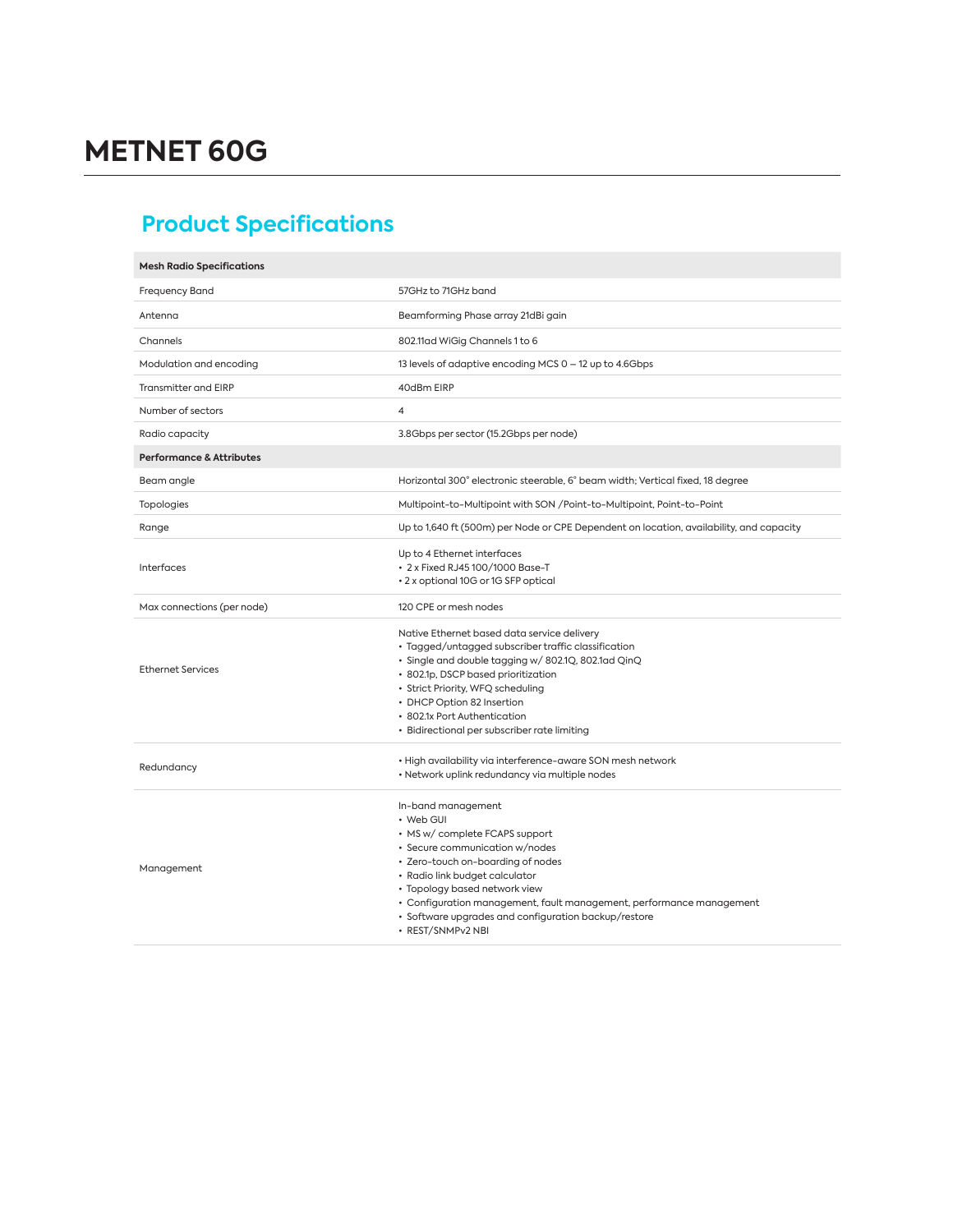# METNET 60G

## Product Specifications

| Mesh Radio Specifications | |
|---|---|
| Frequency Band | 57GHz to 71GHz band |
| Antenna | Beamforming Phase array 21dBi gain |
| Channels | 802.11ad WiGig Channels 1 to 6 |
| Modulation and encoding | 13 levels of adaptive encoding MCS 0 – 12 up to 4.6Gbps |
| Transmitter and EIRP | 40dBm EIRP |
| Number of sectors | 4 |
| Radio capacity | 3.8Gbps per sector (15.2Gbps per node) |
| **Performance & Attributes** | |
| Beam angle | Horizontal 300° electronic steerable, 6° beam width; Vertical fixed, 18 degree |
| Topologies | Multipoint-to-Multipoint with SON /Point-to-Multipoint, Point-to-Point |
| Range | Up to 1,640 ft (500m) per Node or CPE Dependent on location, availability, and capacity |
| Interfaces | Up to 4 Ethernet interfaces<br>• 2 x Fixed RJ45 100/1000 Base-T<br>• 2 x optional 10G or 1G SFP optical |
| Max connections (per node) | 120 CPE or mesh nodes |
| Ethernet Services | Native Ethernet based data service delivery<br>• Tagged/untagged subscriber traffic classification<br>• Single and double tagging w/ 802.1Q, 802.1ad QinQ<br>• 802.1p, DSCP based prioritization<br>• Strict Priority, WFQ scheduling<br>• DHCP Option 82 Insertion<br>• 802.1x Port Authentication<br>• Bidirectional per subscriber rate limiting |
| Redundancy | • High availability via interference-aware SON mesh network<br>• Network uplink redundancy via multiple nodes |
| Management | In-band management<br>• Web GUI<br>• MS w/ complete FCAPS support<br>• Secure communication w/nodes<br>• Zero-touch on-boarding of nodes<br>• Radio link budget calculator<br>• Topology based network view<br>• Configuration management, fault management, performance management<br>• Software upgrades and configuration backup/restore<br>• REST/SNMPv2 NBI |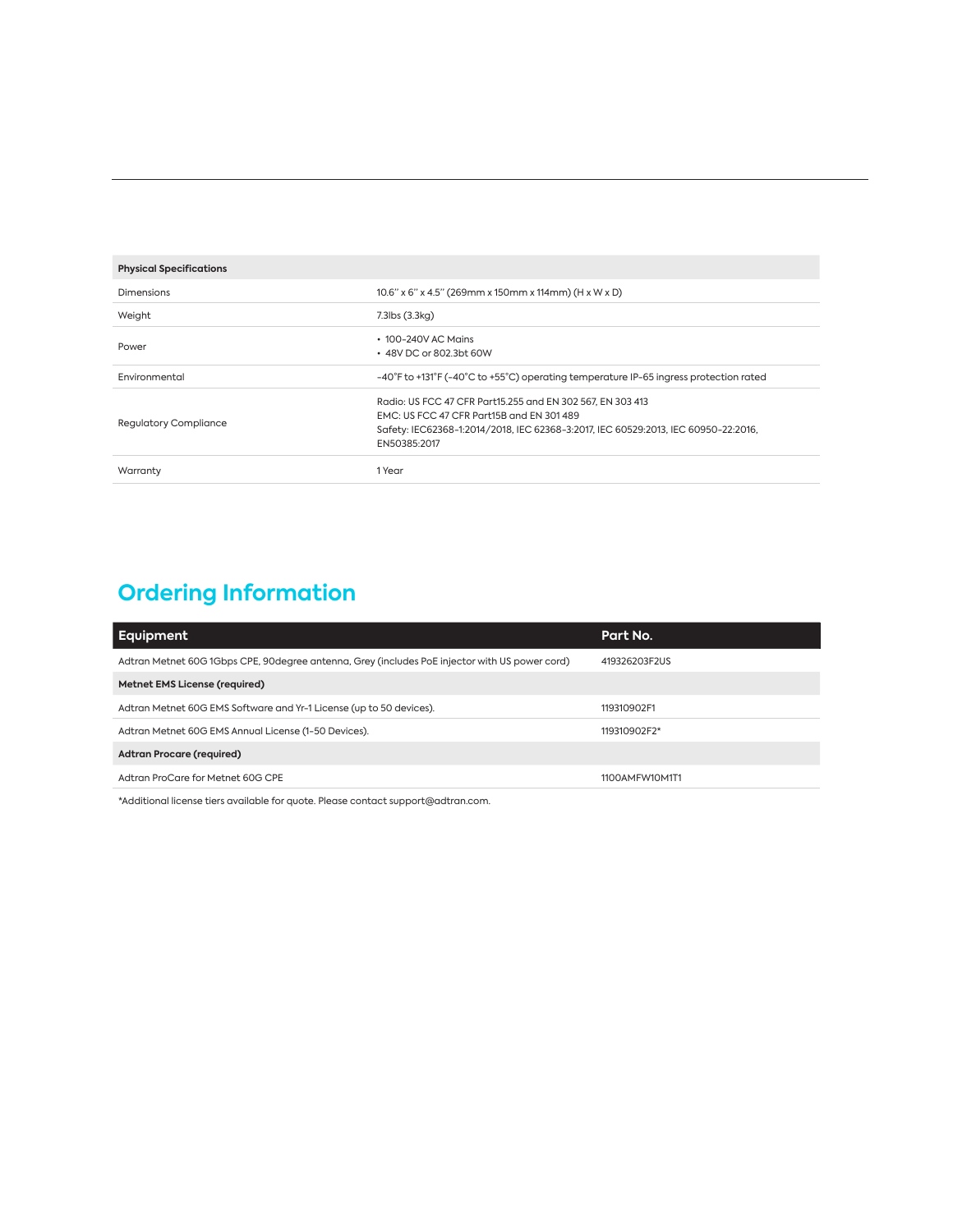| Physical Specifications | |
|---|---|
| Dimensions | 10.6" x 6" x 4.5" (269mm x 150mm x 114mm) (H x W x D) |
| Weight | 7.3lbs (3.3kg) |
| Power | • 100-240V AC Mains<br>• 48V DC or 802.3bt 60W |
| Environmental | -40°F to +131°F (-40°C to +55°C) operating temperature IP-65 ingress protection rated |
| Regulatory Compliance | Radio: US FCC 47 CFR Part15.255 and EN 302 567, EN 303 413<br>EMC: US FCC 47 CFR Part15B and EN 301 489<br>Safety: IEC62368-1:2014/2018, IEC 62368-3:2017, IEC 60529:2013, IEC 60950-22:2016, EN50385:2017 |
| Warranty | 1 Year |

## Ordering Information

| Equipment | Part No. |
|---|---|
| Adtran Metnet 60G 1Gbps CPE, 90degree antenna, Grey (includes PoE injector with US power cord) | 419326203F2US |
| **Metnet EMS License (required)** | |
| Adtran Metnet 60G EMS Software and Yr-1 License (up to 50 devices). | 119310902F1 |
| Adtran Metnet 60G EMS Annual License (1-50 Devices). | 119310902F2* |
| **Adtran Procare (required)** | |
| Adtran ProCare for Metnet 60G CPE | 1100AMFW10M1T1 |

*Additional license tiers available for quote. Please contact support@adtran.com.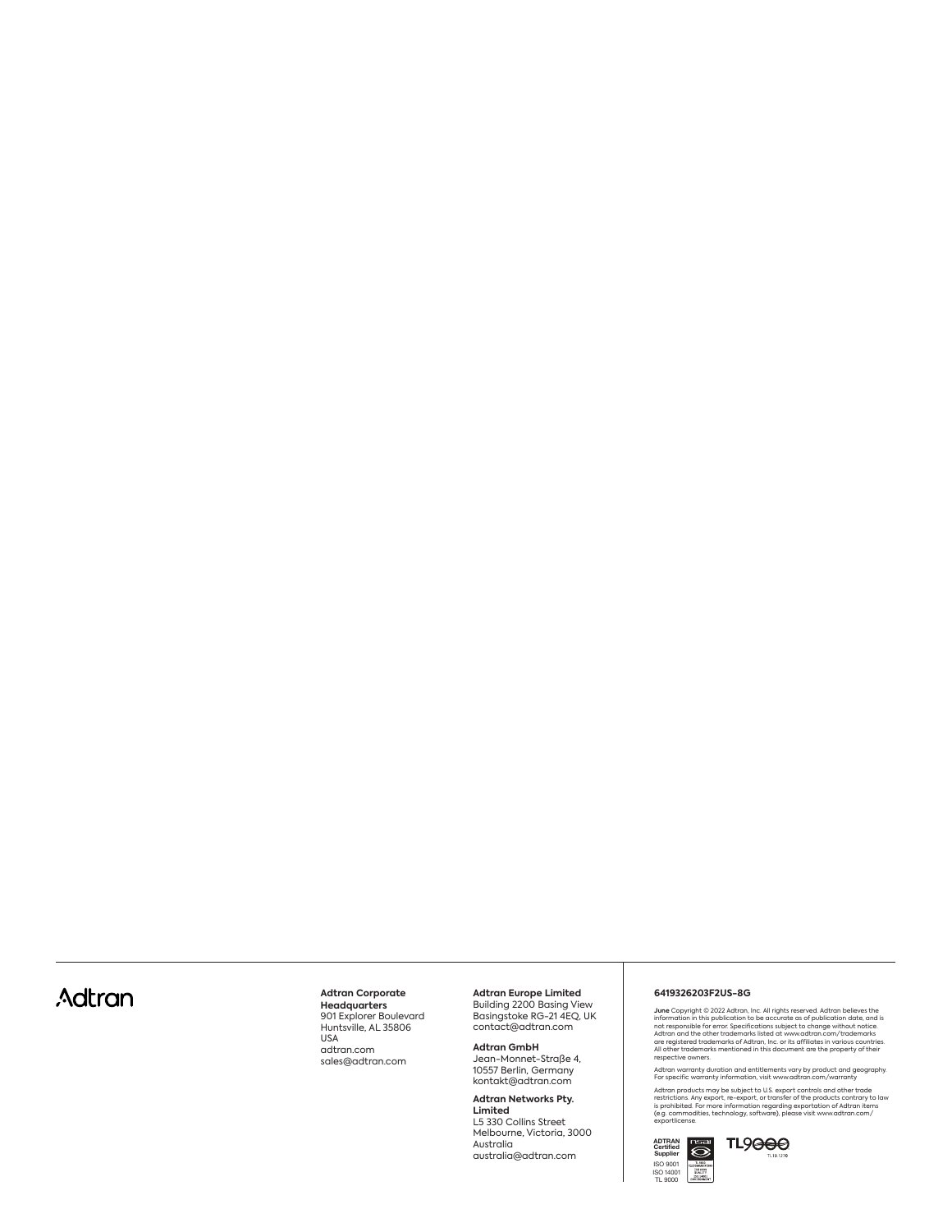Adtran

**Adtran Corporate Headquarters**
901 Explorer Boulevard
Huntsville, AL 35806
USA
adtran.com
sales@adtran.com

**Adtran Europe Limited**
Building 2200 Basing View
Basingstoke RG-21 4EQ, UK
contact@adtran.com

**Adtran GmbH**
Jean-Monnet-Straße 4,
10557 Berlin, Germany
kontakt@adtran.com

**Adtran Networks Pty. Limited**
L5 330 Collins Street
Melbourne, Victoria, 3000
Australia
australia@adtran.com

**6419326203F2US-8G**

**June** Copyright © 2022 Adtran, Inc. All rights reserved. Adtran believes the information in this publication to be accurate as of publication date, and is not responsible for error. Specifications subject to change without notice. Adtran and the other trademarks listed at www.adtran.com/trademarks are registered trademarks of Adtran, Inc. or its affiliates in various countries. All other trademarks mentioned in this document are the property of their respective owners.

Adtran warranty duration and entitlements vary by product and geography. For specific warranty information, visit www.adtran.com/warranty

Adtran products may be subject to U.S. export controls and other trade restrictions. Any export, re-export, or transfer of the products contrary to law is prohibited. For more information regarding exportation of Adtran items (e.g. commodities, technology, software), please visit www.adtran.com/exportlicense.

ADTRAN Certified Supplier
ISO 9001
ISO 14001
TL 9000

TL9000
TL19 1270